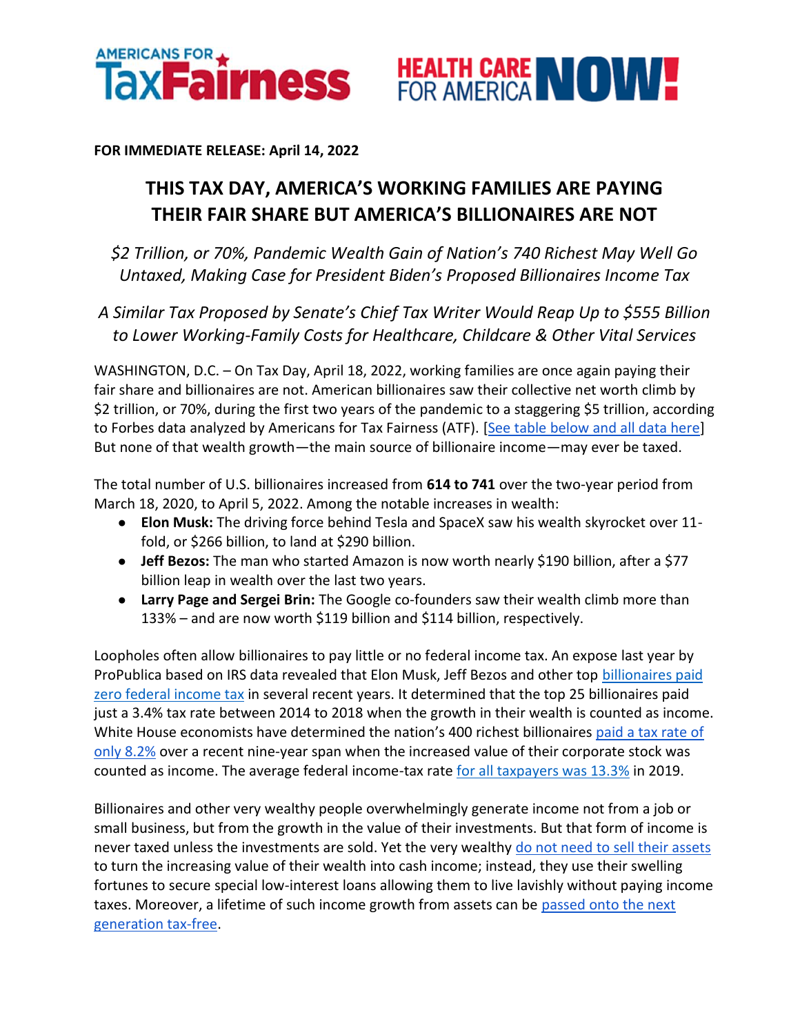Americans for Tax Fairness | Health Care for America Now!

**FOR IMMEDIATE RELEASE: April 14, 2022**

# THIS TAX DAY, AMERICA'S WORKING FAMILIES ARE PAYING THEIR FAIR SHARE BUT AMERICA'S BILLIONAIRES ARE NOT

*$2 Trillion, or 70%, Pandemic Wealth Gain of Nation's 740 Richest May Well Go Untaxed, Making Case for President Biden's Proposed Billionaires Income Tax*

*A Similar Tax Proposed by Senate's Chief Tax Writer Would Reap Up to $555 Billion to Lower Working-Family Costs for Healthcare, Childcare & Other Vital Services*

WASHINGTON, D.C. – On Tax Day, April 18, 2022, working families are once again paying their fair share and billionaires are not. American billionaires saw their collective net worth climb by $2 trillion, or 70%, during the first two years of the pandemic to a staggering $5 trillion, according to Forbes data analyzed by Americans for Tax Fairness (ATF). [See table below and all data here] But none of that wealth growth—the main source of billionaire income—may ever be taxed.

The total number of U.S. billionaires increased from **614 to 741** over the two-year period from March 18, 2020, to April 5, 2022. Among the notable increases in wealth:

- **Elon Musk:** The driving force behind Tesla and SpaceX saw his wealth skyrocket over 11-fold, or $266 billion, to land at $290 billion.
- **Jeff Bezos:** The man who started Amazon is now worth nearly $190 billion, after a $77 billion leap in wealth over the last two years.
- **Larry Page and Sergei Brin:** The Google co-founders saw their wealth climb more than 133% – and are now worth $119 billion and $114 billion, respectively.

Loopholes often allow billionaires to pay little or no federal income tax. An expose last year by ProPublica based on IRS data revealed that Elon Musk, Jeff Bezos and other top billionaires paid zero federal income tax in several recent years. It determined that the top 25 billionaires paid just a 3.4% tax rate between 2014 to 2018 when the growth in their wealth is counted as income. White House economists have determined the nation's 400 richest billionaires paid a tax rate of only 8.2% over a recent nine-year span when the increased value of their corporate stock was counted as income. The average federal income-tax rate for all taxpayers was 13.3% in 2019.

Billionaires and other very wealthy people overwhelmingly generate income not from a job or small business, but from the growth in the value of their investments. But that form of income is never taxed unless the investments are sold. Yet the very wealthy do not need to sell their assets to turn the increasing value of their wealth into cash income; instead, they use their swelling fortunes to secure special low-interest loans allowing them to live lavishly without paying income taxes. Moreover, a lifetime of such income growth from assets can be passed onto the next generation tax-free.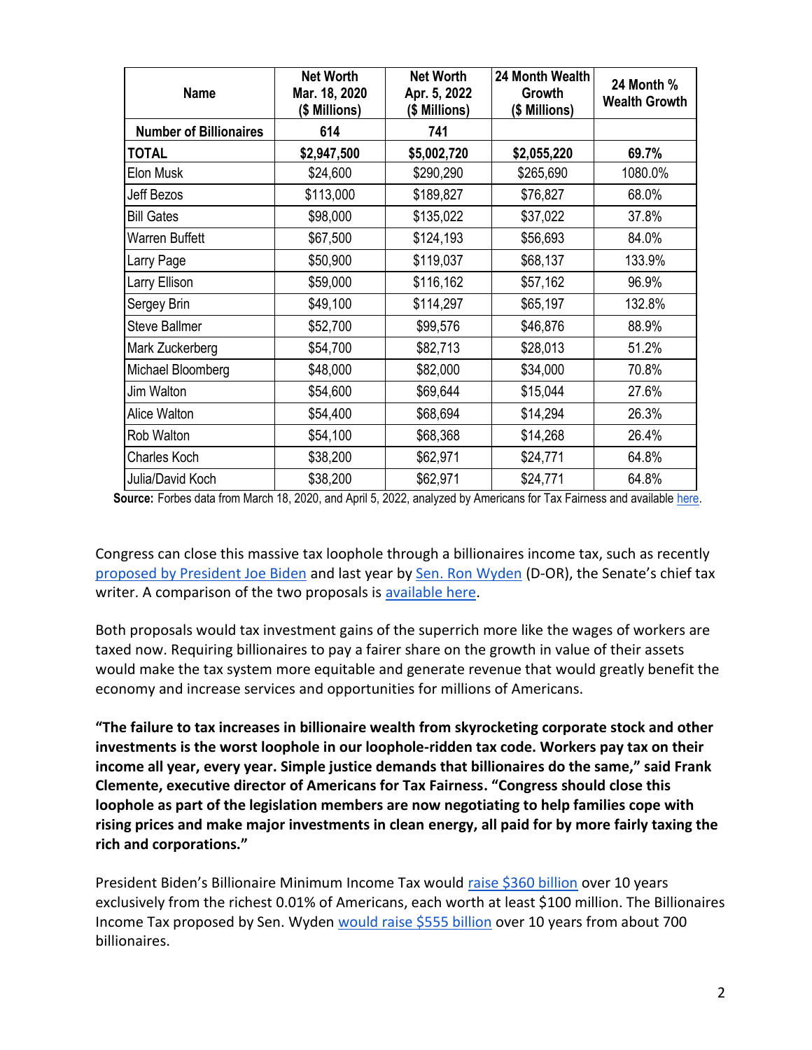| Name | Net Worth Mar. 18, 2020 ($ Millions) | Net Worth Apr. 5, 2022 ($ Millions) | 24 Month Wealth Growth ($ Millions) | 24 Month % Wealth Growth |
|---|---|---|---|---|
| **Number of Billionaires** | **614** | **741** | | |
| **TOTAL** | **$2,947,500** | **$5,002,720** | **$2,055,220** | **69.7%** |
| Elon Musk | $24,600 | $290,290 | $265,690 | 1080.0% |
| Jeff Bezos | $113,000 | $189,827 | $76,827 | 68.0% |
| Bill Gates | $98,000 | $135,022 | $37,022 | 37.8% |
| Warren Buffett | $67,500 | $124,193 | $56,693 | 84.0% |
| Larry Page | $50,900 | $119,037 | $68,137 | 133.9% |
| Larry Ellison | $59,000 | $116,162 | $57,162 | 96.9% |
| Sergey Brin | $49,100 | $114,297 | $65,197 | 132.8% |
| Steve Ballmer | $52,700 | $99,576 | $46,876 | 88.9% |
| Mark Zuckerberg | $54,700 | $82,713 | $28,013 | 51.2% |
| Michael Bloomberg | $48,000 | $82,000 | $34,000 | 70.8% |
| Jim Walton | $54,600 | $69,644 | $15,044 | 27.6% |
| Alice Walton | $54,400 | $68,694 | $14,294 | 26.3% |
| Rob Walton | $54,100 | $68,368 | $14,268 | 26.4% |
| Charles Koch | $38,200 | $62,971 | $24,771 | 64.8% |
| Julia/David Koch | $38,200 | $62,971 | $24,771 | 64.8% |

**Source:** Forbes data from March 18, 2020, and April 5, 2022, analyzed by Americans for Tax Fairness and available here.

Congress can close this massive tax loophole through a billionaires income tax, such as recently proposed by President Joe Biden and last year by Sen. Ron Wyden (D-OR), the Senate's chief tax writer. A comparison of the two proposals is available here.

Both proposals would tax investment gains of the superrich more like the wages of workers are taxed now. Requiring billionaires to pay a fairer share on the growth in value of their assets would make the tax system more equitable and generate revenue that would greatly benefit the economy and increase services and opportunities for millions of Americans.

**"The failure to tax increases in billionaire wealth from skyrocketing corporate stock and other investments is the worst loophole in our loophole-ridden tax code. Workers pay tax on their income all year, every year. Simple justice demands that billionaires do the same," said Frank Clemente, executive director of Americans for Tax Fairness. "Congress should close this loophole as part of the legislation members are now negotiating to help families cope with rising prices and make major investments in clean energy, all paid for by more fairly taxing the rich and corporations."**

President Biden's Billionaire Minimum Income Tax would raise $360 billion over 10 years exclusively from the richest 0.01% of Americans, each worth at least $100 million. The Billionaires Income Tax proposed by Sen. Wyden would raise $555 billion over 10 years from about 700 billionaires.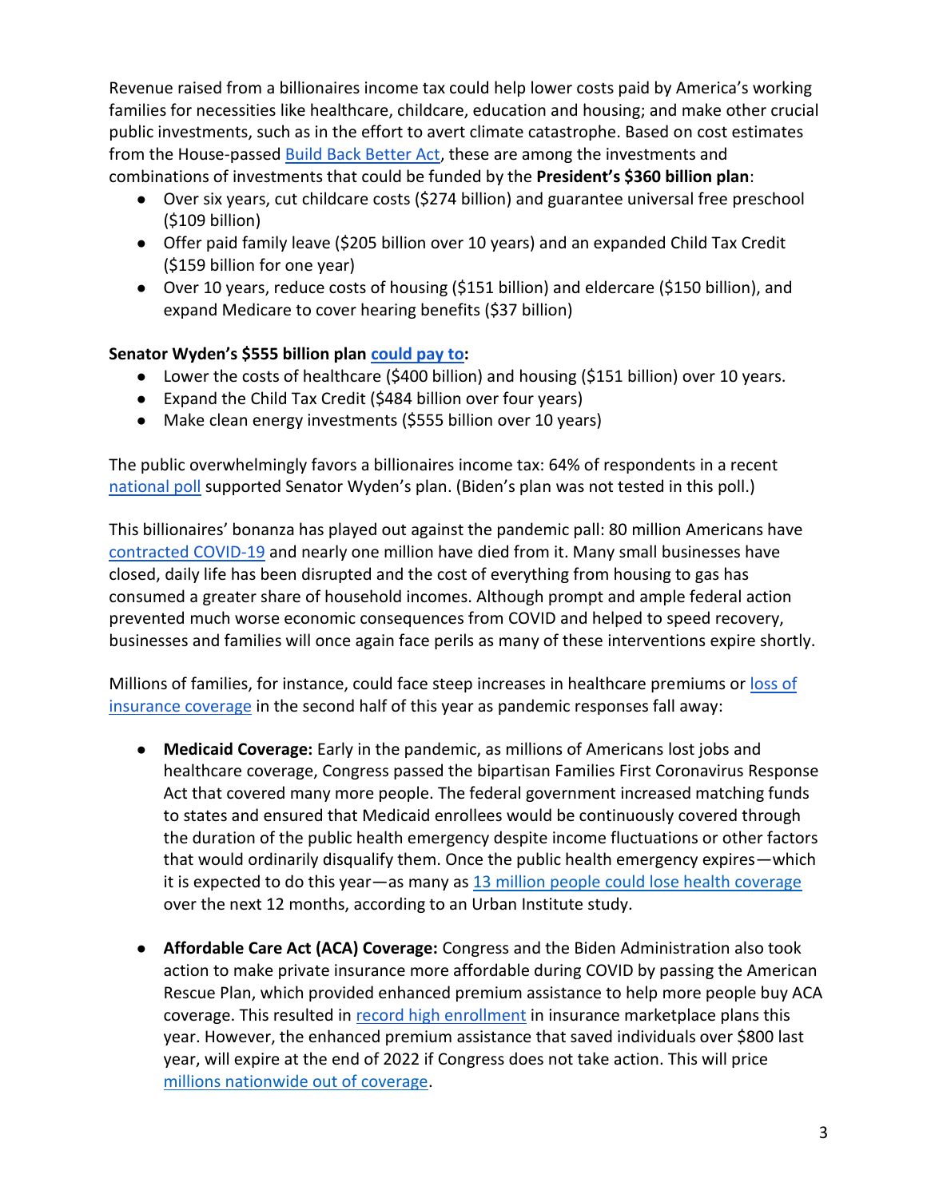Revenue raised from a billionaires income tax could help lower costs paid by America's working families for necessities like healthcare, childcare, education and housing; and make other crucial public investments, such as in the effort to avert climate catastrophe. Based on cost estimates from the House-passed Build Back Better Act, these are among the investments and combinations of investments that could be funded by the **President's $360 billion plan**:

- Over six years, cut childcare costs ($274 billion) and guarantee universal free preschool ($109 billion)
- Offer paid family leave ($205 billion over 10 years) and an expanded Child Tax Credit ($159 billion for one year)
- Over 10 years, reduce costs of housing ($151 billion) and eldercare ($150 billion), and expand Medicare to cover hearing benefits ($37 billion)

**Senator Wyden's $555 billion plan could pay to:**

- Lower the costs of healthcare ($400 billion) and housing ($151 billion) over 10 years.
- Expand the Child Tax Credit ($484 billion over four years)
- Make clean energy investments ($555 billion over 10 years)

The public overwhelmingly favors a billionaires income tax: 64% of respondents in a recent national poll supported Senator Wyden's plan. (Biden's plan was not tested in this poll.)

This billionaires' bonanza has played out against the pandemic pall: 80 million Americans have contracted COVID-19 and nearly one million have died from it. Many small businesses have closed, daily life has been disrupted and the cost of everything from housing to gas has consumed a greater share of household incomes. Although prompt and ample federal action prevented much worse economic consequences from COVID and helped to speed recovery, businesses and families will once again face perils as many of these interventions expire shortly.

Millions of families, for instance, could face steep increases in healthcare premiums or loss of insurance coverage in the second half of this year as pandemic responses fall away:

- **Medicaid Coverage:** Early in the pandemic, as millions of Americans lost jobs and healthcare coverage, Congress passed the bipartisan Families First Coronavirus Response Act that covered many more people. The federal government increased matching funds to states and ensured that Medicaid enrollees would be continuously covered through the duration of the public health emergency despite income fluctuations or other factors that would ordinarily disqualify them. Once the public health emergency expires—which it is expected to do this year—as many as 13 million people could lose health coverage over the next 12 months, according to an Urban Institute study.

- **Affordable Care Act (ACA) Coverage:** Congress and the Biden Administration also took action to make private insurance more affordable during COVID by passing the American Rescue Plan, which provided enhanced premium assistance to help more people buy ACA coverage. This resulted in record high enrollment in insurance marketplace plans this year. However, the enhanced premium assistance that saved individuals over $800 last year, will expire at the end of 2022 if Congress does not take action. This will price millions nationwide out of coverage.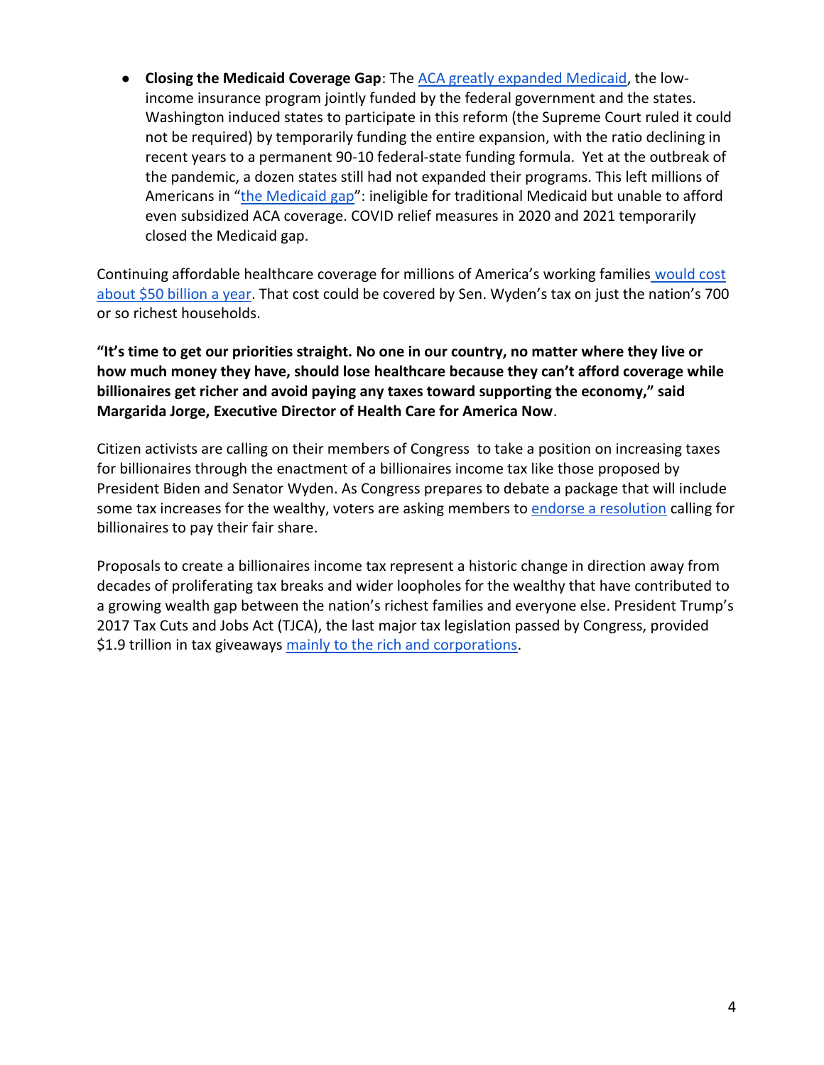- **Closing the Medicaid Coverage Gap**: The ACA greatly expanded Medicaid, the low-income insurance program jointly funded by the federal government and the states. Washington induced states to participate in this reform (the Supreme Court ruled it could not be required) by temporarily funding the entire expansion, with the ratio declining in recent years to a permanent 90-10 federal-state funding formula. Yet at the outbreak of the pandemic, a dozen states still had not expanded their programs. This left millions of Americans in "the Medicaid gap": ineligible for traditional Medicaid but unable to afford even subsidized ACA coverage. COVID relief measures in 2020 and 2021 temporarily closed the Medicaid gap.

Continuing affordable healthcare coverage for millions of America's working families would cost about $50 billion a year. That cost could be covered by Sen. Wyden's tax on just the nation's 700 or so richest households.

**"It's time to get our priorities straight. No one in our country, no matter where they live or how much money they have, should lose healthcare because they can't afford coverage while billionaires get richer and avoid paying any taxes toward supporting the economy," said Margarida Jorge, Executive Director of Health Care for America Now**.

Citizen activists are calling on their members of Congress to take a position on increasing taxes for billionaires through the enactment of a billionaires income tax like those proposed by President Biden and Senator Wyden. As Congress prepares to debate a package that will include some tax increases for the wealthy, voters are asking members to endorse a resolution calling for billionaires to pay their fair share.

Proposals to create a billionaires income tax represent a historic change in direction away from decades of proliferating tax breaks and wider loopholes for the wealthy that have contributed to a growing wealth gap between the nation's richest families and everyone else. President Trump's 2017 Tax Cuts and Jobs Act (TJCA), the last major tax legislation passed by Congress, provided $1.9 trillion in tax giveaways mainly to the rich and corporations.